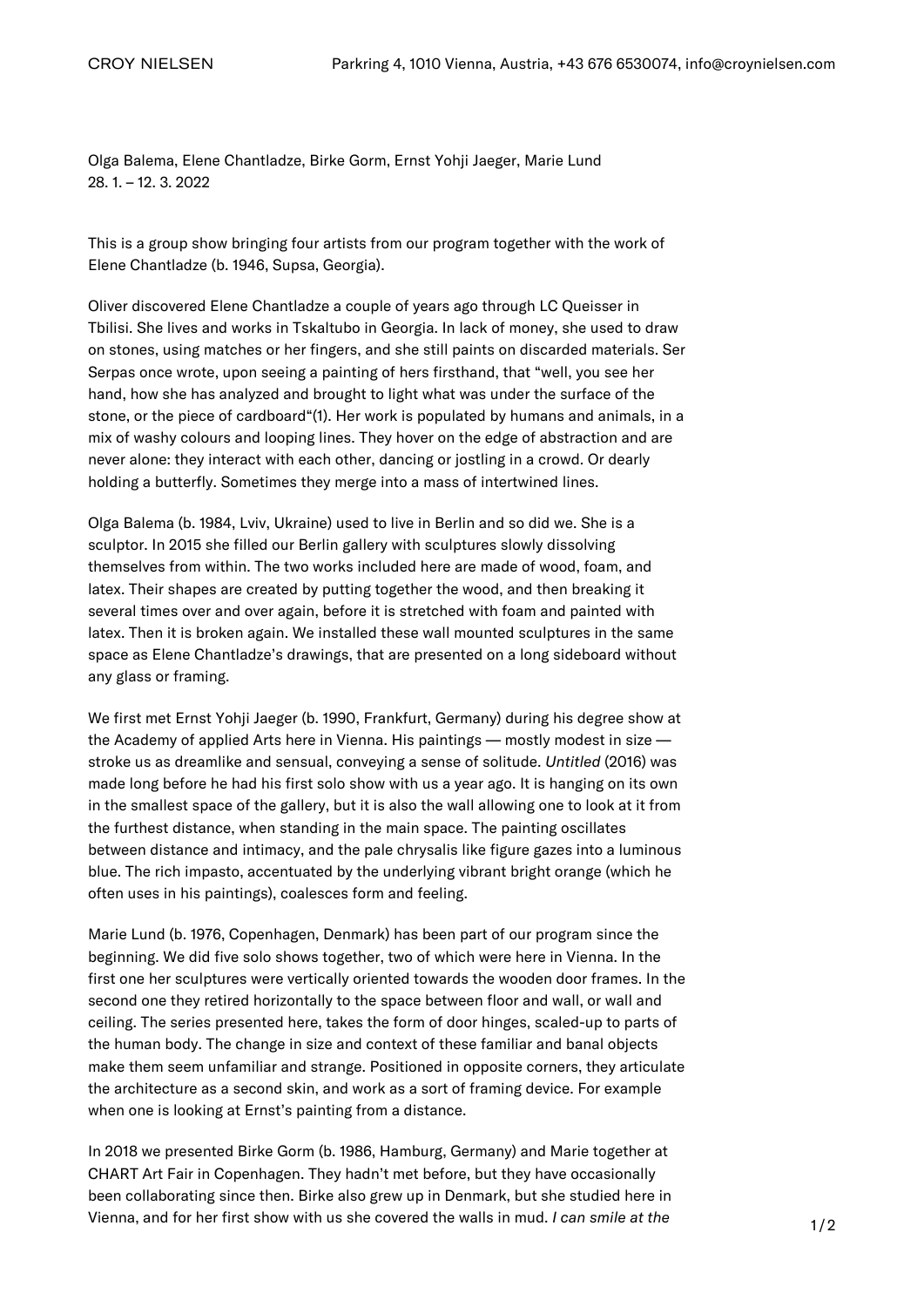CROY NIELSEN Parkring 4, 1010 Vienna, Austria, +43 676 6530074, info@croynielsen.com

Olga Balema, Elene Chantladze, Birke Gorm, Ernst Yohji Jaeger, Marie Lund
28. 1. – 12. 3. 2022

This is a group show bringing four artists from our program together with the work of Elene Chantladze (b. 1946, Supsa, Georgia).

Oliver discovered Elene Chantladze a couple of years ago through LC Queisser in Tbilisi. She lives and works in Tskaltubo in Georgia. In lack of money, she used to draw on stones, using matches or her fingers, and she still paints on discarded materials. Ser Serpas once wrote, upon seeing a painting of hers firsthand, that "well, you see her hand, how she has analyzed and brought to light what was under the surface of the stone, or the piece of cardboard"(1). Her work is populated by humans and animals, in a mix of washy colours and looping lines. They hover on the edge of abstraction and are never alone: they interact with each other, dancing or jostling in a crowd. Or dearly holding a butterfly. Sometimes they merge into a mass of intertwined lines.

Olga Balema (b. 1984, Lviv, Ukraine) used to live in Berlin and so did we. She is a sculptor. In 2015 she filled our Berlin gallery with sculptures slowly dissolving themselves from within. The two works included here are made of wood, foam, and latex. Their shapes are created by putting together the wood, and then breaking it several times over and over again, before it is stretched with foam and painted with latex. Then it is broken again. We installed these wall mounted sculptures in the same space as Elene Chantladze's drawings, that are presented on a long sideboard without any glass or framing.

We first met Ernst Yohji Jaeger (b. 1990, Frankfurt, Germany) during his degree show at the Academy of applied Arts here in Vienna. His paintings — mostly modest in size — stroke us as dreamlike and sensual, conveying a sense of solitude. *Untitled* (2016) was made long before he had his first solo show with us a year ago. It is hanging on its own in the smallest space of the gallery, but it is also the wall allowing one to look at it from the furthest distance, when standing in the main space. The painting oscillates between distance and intimacy, and the pale chrysalis like figure gazes into a luminous blue. The rich impasto, accentuated by the underlying vibrant bright orange (which he often uses in his paintings), coalesces form and feeling.

Marie Lund (b. 1976, Copenhagen, Denmark) has been part of our program since the beginning. We did five solo shows together, two of which were here in Vienna. In the first one her sculptures were vertically oriented towards the wooden door frames. In the second one they retired horizontally to the space between floor and wall, or wall and ceiling. The series presented here, takes the form of door hinges, scaled-up to parts of the human body. The change in size and context of these familiar and banal objects make them seem unfamiliar and strange. Positioned in opposite corners, they articulate the architecture as a second skin, and work as a sort of framing device. For example when one is looking at Ernst's painting from a distance.

In 2018 we presented Birke Gorm (b. 1986, Hamburg, Germany) and Marie together at CHART Art Fair in Copenhagen. They hadn't met before, but they have occasionally been collaborating since then. Birke also grew up in Denmark, but she studied here in Vienna, and for her first show with us she covered the walls in mud. *I can smile at the*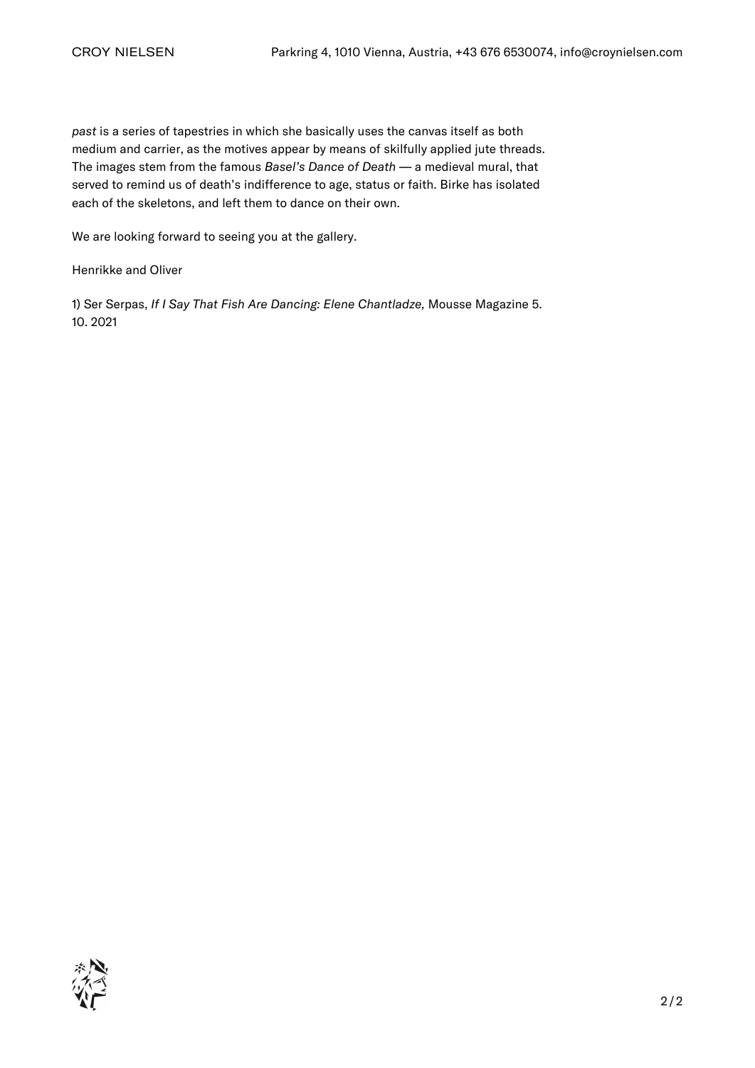*past* is a series of tapestries in which she basically uses the canvas itself as both medium and carrier, as the motives appear by means of skilfully applied jute threads. The images stem from the famous *Basel's Dance of Death* — a medieval mural, that served to remind us of death's indifference to age, status or faith. Birke has isolated each of the skeletons, and left them to dance on their own.

We are looking forward to seeing you at the gallery.

Henrikke and Oliver

1) Ser Serpas, *If I Say That Fish Are Dancing: Elene Chantladze,* Mousse Magazine 5. 10. 2021